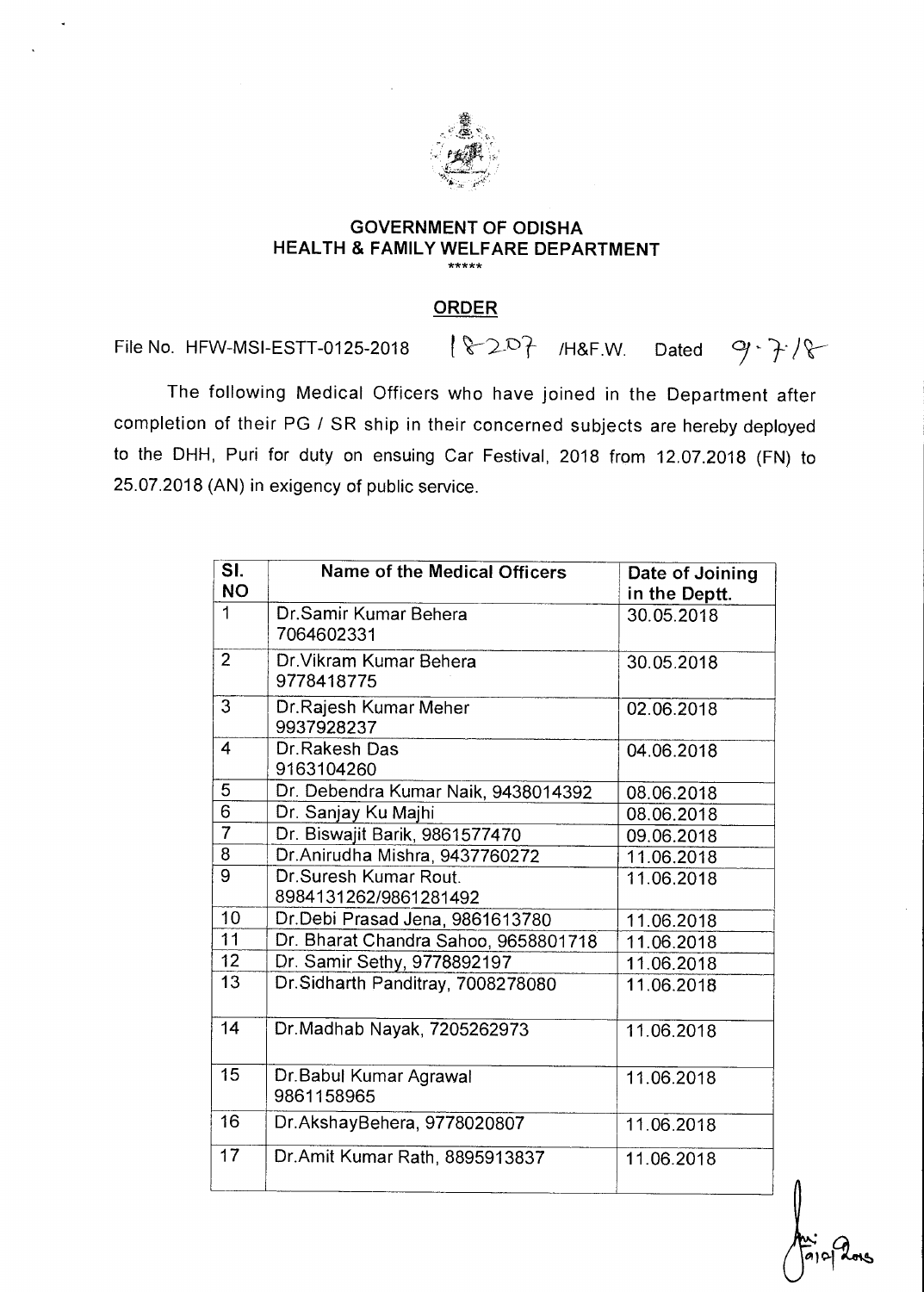**GOVERNMENT OF ODISHA**
**HEALTH & FAMILY WELFARE DEPARTMENT**
*****

## ORDER

File No. HFW-MSI-ESTT-0125-2018 18207 /H&F.W. Dated 9.7.18

The following Medical Officers who have joined in the Department after completion of their PG / SR ship in their concerned subjects are hereby deployed to the DHH, Puri for duty on ensuing Car Festival, 2018 from 12.07.2018 (FN) to 25.07.2018 (AN) in exigency of public service.

| Sl. NO | Name of the Medical Officers | Date of Joining in the Deptt. |
|---|---|---|
| 1 | Dr.Samir Kumar Behera 7064602331 | 30.05.2018 |
| 2 | Dr.Vikram Kumar Behera 9778418775 | 30.05.2018 |
| 3 | Dr.Rajesh Kumar Meher 9937928237 | 02.06.2018 |
| 4 | Dr.Rakesh Das 9163104260 | 04.06.2018 |
| 5 | Dr. Debendra Kumar Naik, 9438014392 | 08.06.2018 |
| 6 | Dr. Sanjay Ku Majhi | 08.06.2018 |
| 7 | Dr. Biswajit Barik, 9861577470 | 09.06.2018 |
| 8 | Dr.Anirudha Mishra, 9437760272 | 11.06.2018 |
| 9 | Dr.Suresh Kumar Rout. 8984131262/9861281492 | 11.06.2018 |
| 10 | Dr.Debi Prasad Jena, 9861613780 | 11.06.2018 |
| 11 | Dr. Bharat Chandra Sahoo, 9658801718 | 11.06.2018 |
| 12 | Dr. Samir Sethy, 9778892197 | 11.06.2018 |
| 13 | Dr.Sidharth Panditray, 7008278080 | 11.06.2018 |
| 14 | Dr.Madhab Nayak, 7205262973 | 11.06.2018 |
| 15 | Dr.Babul Kumar Agrawal 9861158965 | 11.06.2018 |
| 16 | Dr.AkshayBehera, 9778020807 | 11.06.2018 |
| 17 | Dr.Amit Kumar Rath, 8895913837 | 11.06.2018 |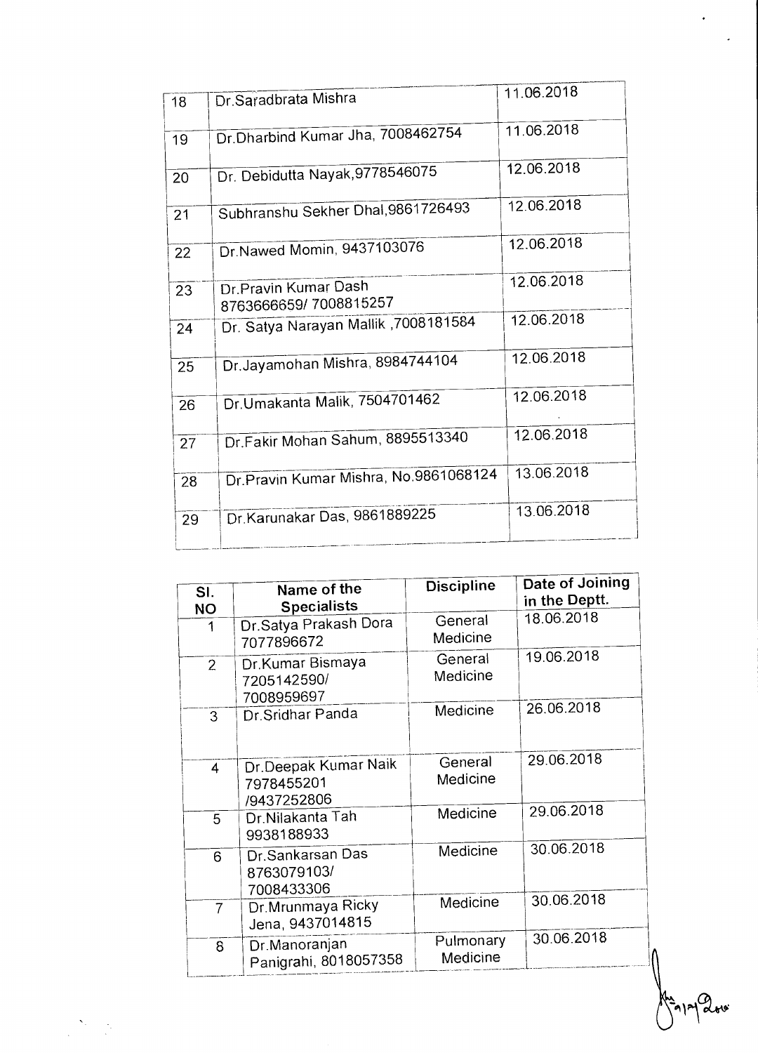| | | |
|---|---|---|
| 18 | Dr.Saradbrata Mishra | 11.06.2018 |
| 19 | Dr.Dharbind Kumar Jha, 7008462754 | 11.06.2018 |
| 20 | Dr. Debidutta Nayak,9778546075 | 12.06.2018 |
| 21 | Subhranshu Sekher Dhal,9861726493 | 12.06.2018 |
| 22 | Dr.Nawed Momin, 9437103076 | 12.06.2018 |
| 23 | Dr.Pravin Kumar Dash 8763666659/ 7008815257 | 12.06.2018 |
| 24 | Dr. Satya Narayan Mallik ,7008181584 | 12.06.2018 |
| 25 | Dr.Jayamohan Mishra, 8984744104 | 12.06.2018 |
| 26 | Dr.Umakanta Malik, 7504701462 | 12.06.2018 |
| 27 | Dr.Fakir Mohan Sahum, 8895513340 | 12.06.2018 |
| 28 | Dr.Pravin Kumar Mishra, No.9861068124 | 13.06.2018 |
| 29 | Dr.Karunakar Das, 9861889225 | 13.06.2018 |

| Sl. NO | Name of the Specialists | Discipline | Date of Joining in the Deptt. |
|---|---|---|---|
| 1 | Dr.Satya Prakash Dora 7077896672 | General Medicine | 18.06.2018 |
| 2 | Dr.Kumar Bismaya 7205142590/ 7008959697 | General Medicine | 19.06.2018 |
| 3 | Dr.Sridhar Panda | Medicine | 26.06.2018 |
| 4 | Dr.Deepak Kumar Naik 7978455201 /9437252806 | General Medicine | 29.06.2018 |
| 5 | Dr.Nilakanta Tah 9938188933 | Medicine | 29.06.2018 |
| 6 | Dr.Sankarsan Das 8763079103/ 7008433306 | Medicine | 30.06.2018 |
| 7 | Dr.Mrunmaya Ricky Jena, 9437014815 | Medicine | 30.06.2018 |
| 8 | Dr.Manoranjan Panigrahi, 8018057358 | Pulmonary Medicine | 30.06.2018 |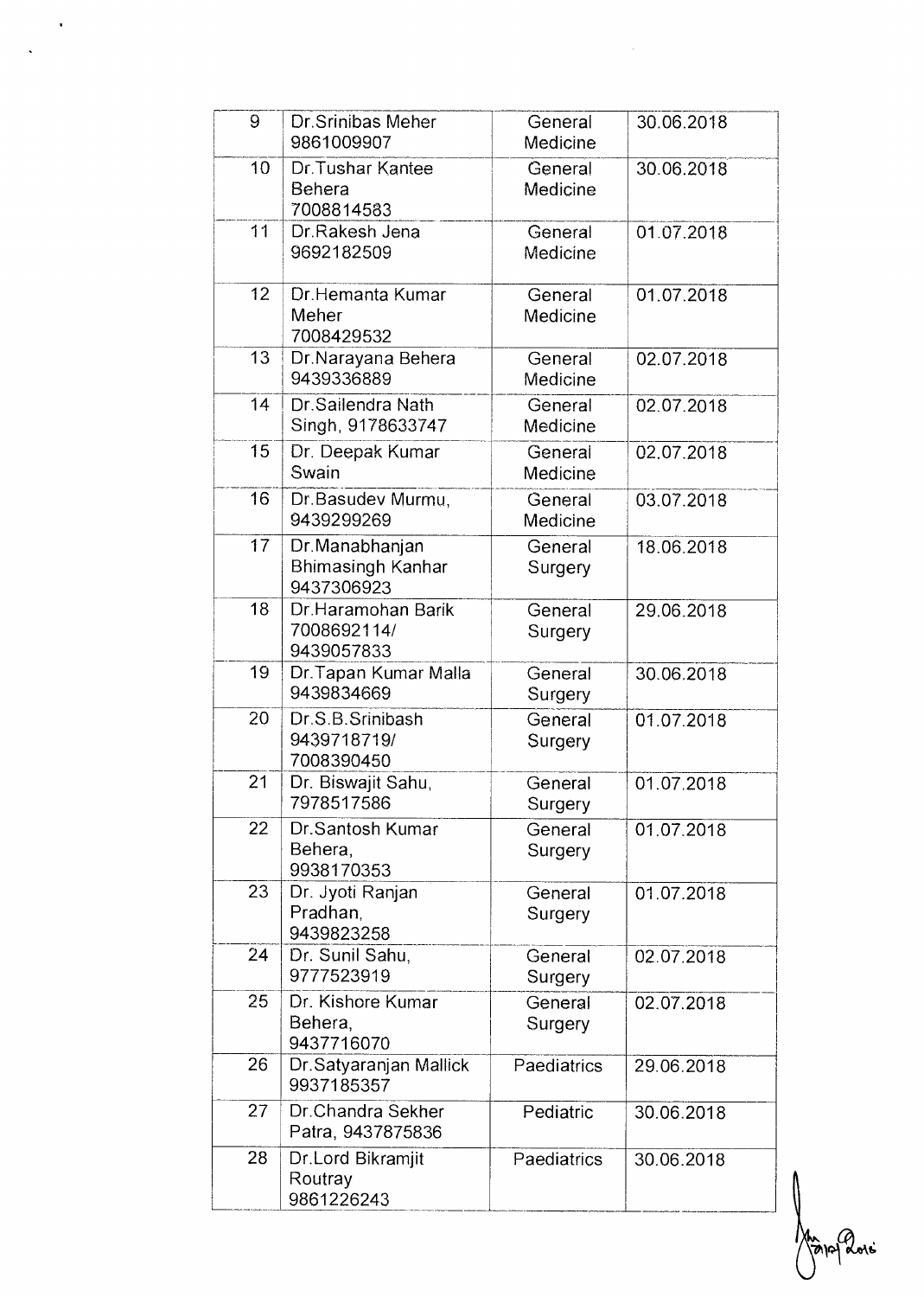| 9 | Dr.Srinibas Meher 9861009907 | General Medicine | 30.06.2018 |
|---|---|---|---|
| 10 | Dr.Tushar Kantee Behera 7008814583 | General Medicine | 30.06.2018 |
| 11 | Dr.Rakesh Jena 9692182509 | General Medicine | 01.07.2018 |
| 12 | Dr.Hemanta Kumar Meher 7008429532 | General Medicine | 01.07.2018 |
| 13 | Dr.Narayana Behera 9439336889 | General Medicine | 02.07.2018 |
| 14 | Dr.Sailendra Nath Singh, 9178633747 | General Medicine | 02.07.2018 |
| 15 | Dr. Deepak Kumar Swain | General Medicine | 02.07.2018 |
| 16 | Dr.Basudev Murmu, 9439299269 | General Medicine | 03.07.2018 |
| 17 | Dr.Manabhanjan Bhimasingh Kanhar 9437306923 | General Surgery | 18.06.2018 |
| 18 | Dr.Haramohan Barik 7008692114/ 9439057833 | General Surgery | 29.06.2018 |
| 19 | Dr.Tapan Kumar Malla 9439834669 | General Surgery | 30.06.2018 |
| 20 | Dr.S.B.Srinibash 9439718719/ 7008390450 | General Surgery | 01.07.2018 |
| 21 | Dr. Biswajit Sahu, 7978517586 | General Surgery | 01.07.2018 |
| 22 | Dr.Santosh Kumar Behera, 9938170353 | General Surgery | 01.07.2018 |
| 23 | Dr. Jyoti Ranjan Pradhan, 9439823258 | General Surgery | 01.07.2018 |
| 24 | Dr. Sunil Sahu, 9777523919 | General Surgery | 02.07.2018 |
| 25 | Dr. Kishore Kumar Behera, 9437716070 | General Surgery | 02.07.2018 |
| 26 | Dr.Satyaranjan Mallick 9937185357 | Paediatrics | 29.06.2018 |
| 27 | Dr.Chandra Sekher Patra, 9437875836 | Pediatric | 30.06.2018 |
| 28 | Dr.Lord Bikramjit Routray 9861226243 | Paediatrics | 30.06.2018 |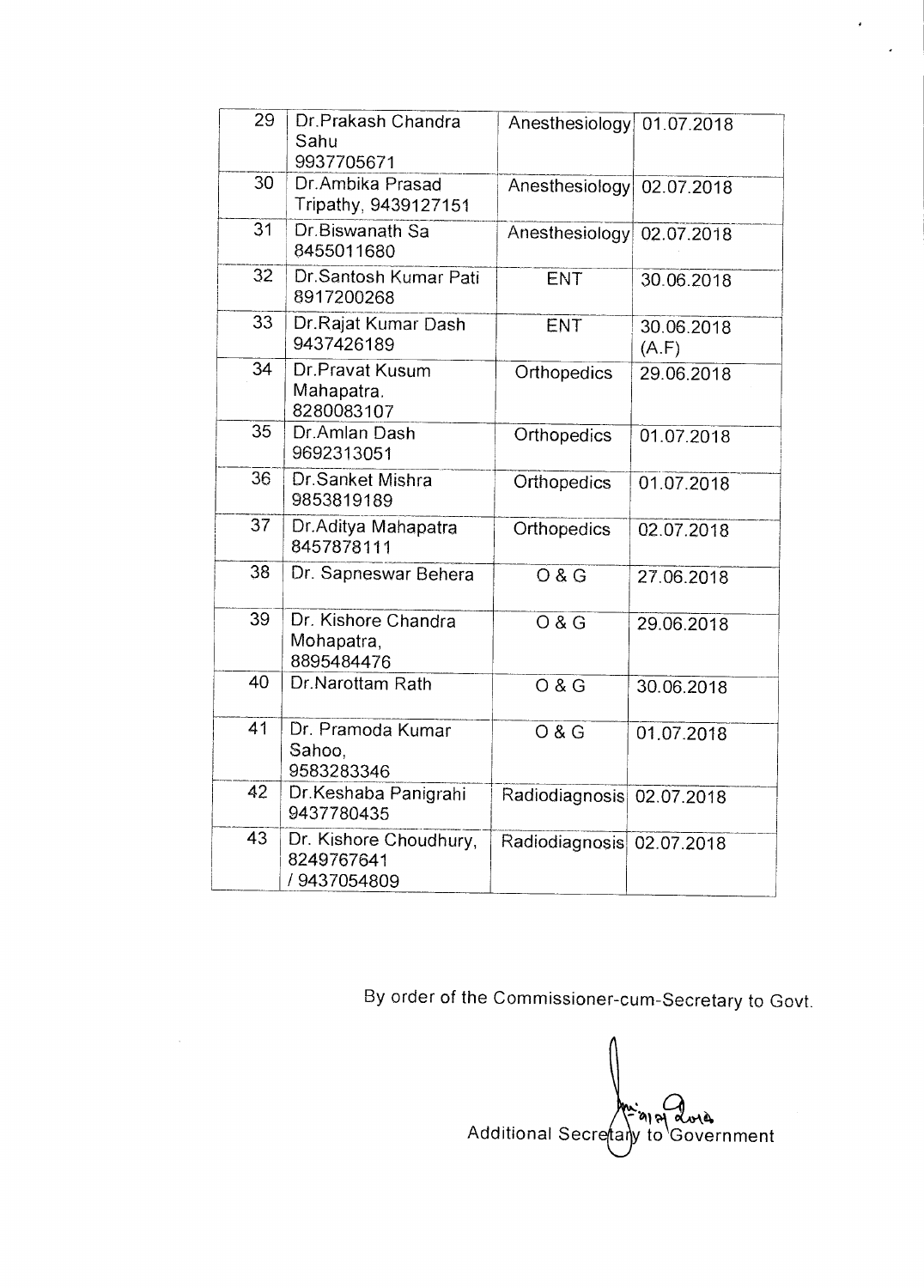| 29 | Dr.Prakash Chandra Sahu 9937705671 | Anesthesiology | 01.07.2018 |
|---|---|---|---|
| 30 | Dr.Ambika Prasad Tripathy, 9439127151 | Anesthesiology | 02.07.2018 |
| 31 | Dr.Biswanath Sa 8455011680 | Anesthesiology | 02.07.2018 |
| 32 | Dr.Santosh Kumar Pati 8917200268 | ENT | 30.06.2018 |
| 33 | Dr.Rajat Kumar Dash 9437426189 | ENT | 30.06.2018 (A.F) |
| 34 | Dr.Pravat Kusum Mahapatra. 8280083107 | Orthopedics | 29.06.2018 |
| 35 | Dr.Amlan Dash 9692313051 | Orthopedics | 01.07.2018 |
| 36 | Dr.Sanket Mishra 9853819189 | Orthopedics | 01.07.2018 |
| 37 | Dr.Aditya Mahapatra 8457878111 | Orthopedics | 02.07.2018 |
| 38 | Dr. Sapneswar Behera | O & G | 27.06.2018 |
| 39 | Dr. Kishore Chandra Mohapatra, 8895484476 | O & G | 29.06.2018 |
| 40 | Dr.Narottam Rath | O & G | 30.06.2018 |
| 41 | Dr. Pramoda Kumar Sahoo, 9583283346 | O & G | 01.07.2018 |
| 42 | Dr.Keshaba Panigrahi 9437780435 | Radiodiagnosis | 02.07.2018 |
| 43 | Dr. Kishore Choudhury, 8249767641 / 9437054809 | Radiodiagnosis | 02.07.2018 |

By order of the Commissioner-cum-Secretary to Govt.

Additional Secretary to Government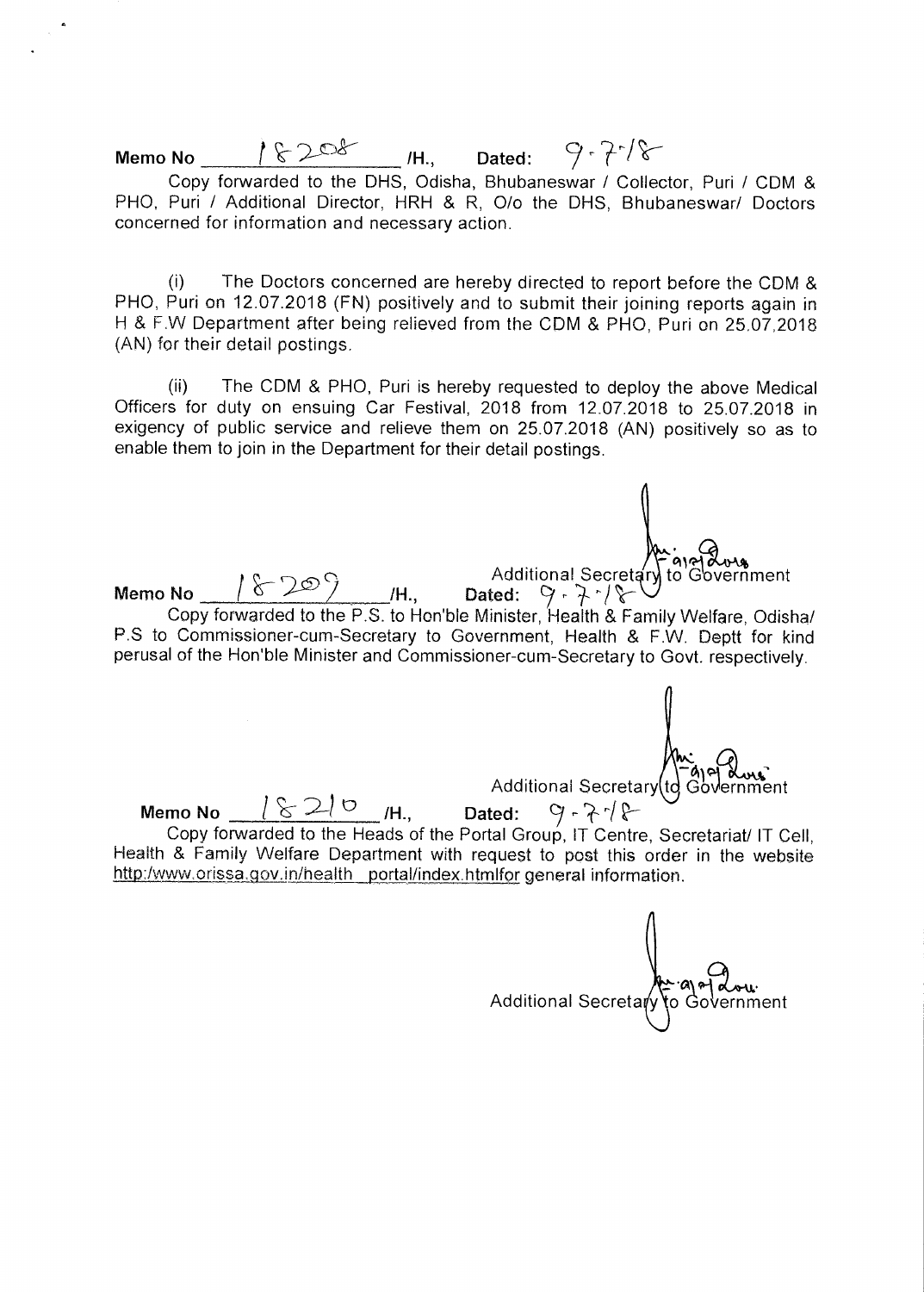**Memo No** 18208 **/H., Dated:** 9.7.18

Copy forwarded to the DHS, Odisha, Bhubaneswar / Collector, Puri / CDM & PHO, Puri / Additional Director, HRH & R, O/o the DHS, Bhubaneswar/ Doctors concerned for information and necessary action.

(i) The Doctors concerned are hereby directed to report before the CDM & PHO, Puri on 12.07.2018 (FN) positively and to submit their joining reports again in H & F.W Department after being relieved from the CDM & PHO, Puri on 25.07.2018 (AN) for their detail postings.

(ii) The CDM & PHO, Puri is hereby requested to deploy the above Medical Officers for duty on ensuing Car Festival, 2018 from 12.07.2018 to 25.07.2018 in exigency of public service and relieve them on 25.07.2018 (AN) positively so as to enable them to join in the Department for their detail postings.

Additional Secretary to Government

**Memo No** 18209 **/H., Dated:** 9.7.18

Copy forwarded to the P.S. to Hon'ble Minister, Health & Family Welfare, Odisha/ P.S to Commissioner-cum-Secretary to Government, Health & F.W. Deptt for kind perusal of the Hon'ble Minister and Commissioner-cum-Secretary to Govt. respectively.

Additional Secretary to Government

**Memo No** 18210 **/H., Dated:** 9.7.18

Copy forwarded to the Heads of the Portal Group, IT Centre, Secretariat/ IT Cell, Health & Family Welfare Department with request to post this order in the website http:/www.orissa.gov.in/health_portal/index.htmlfor general information.

Additional Secretary to Government